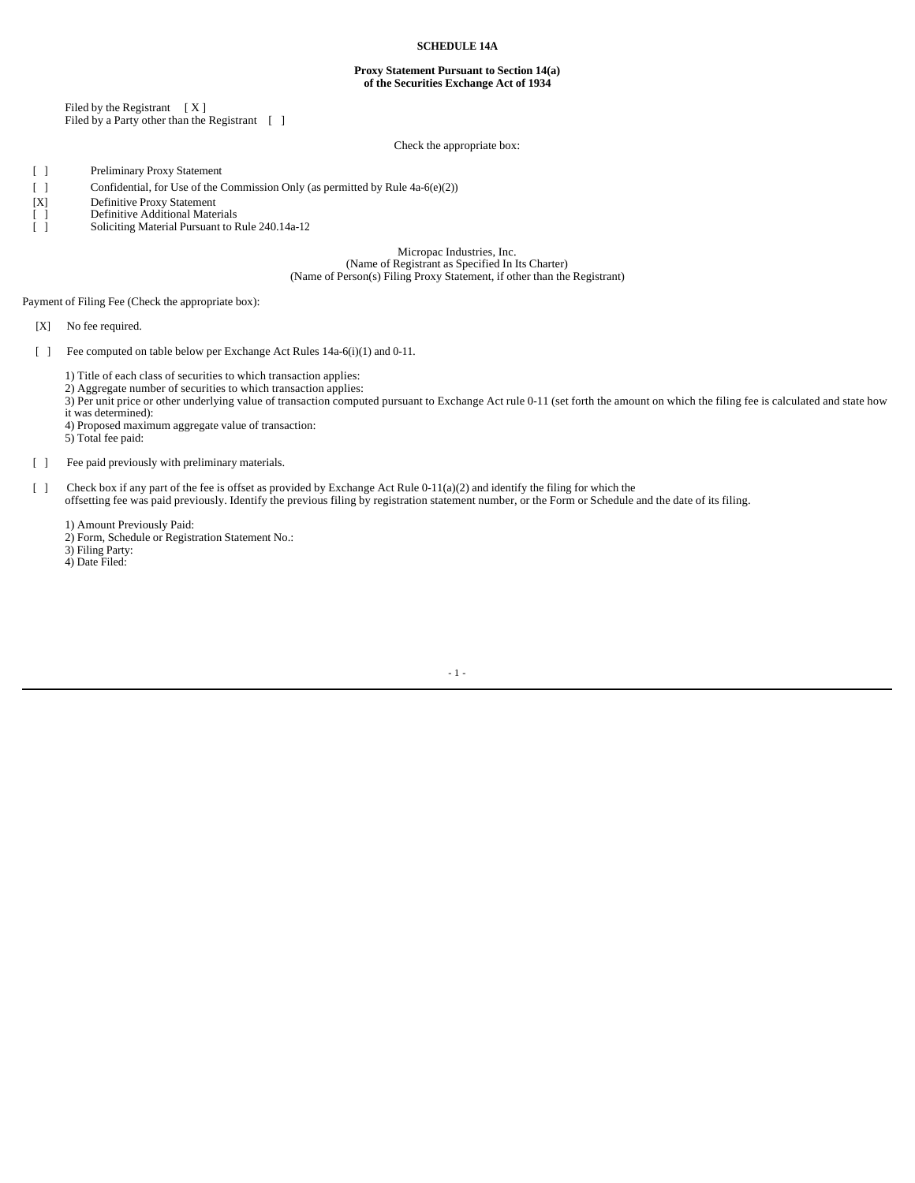**SCHEDULE 14A**

**Proxy Statement Pursuant to Section 14(a)**
**of the Securities Exchange Act of 1934**

Filed by the Registrant [ X ]
Filed by a Party other than the Registrant [ ]

Check the appropriate box:

[ ] Preliminary Proxy Statement

[ ] Confidential, for Use of the Commission Only (as permitted by Rule 4a-6(e)(2))

[X] Definitive Proxy Statement
[ ] Definitive Additional Materials
[ ] Soliciting Material Pursuant to Rule 240.14a-12

Micropac Industries, Inc.
(Name of Registrant as Specified In Its Charter)
(Name of Person(s) Filing Proxy Statement, if other than the Registrant)

Payment of Filing Fee (Check the appropriate box):

[X] No fee required.

[ ] Fee computed on table below per Exchange Act Rules 14a-6(i)(1) and 0-11.

1) Title of each class of securities to which transaction applies:
2) Aggregate number of securities to which transaction applies:
3) Per unit price or other underlying value of transaction computed pursuant to Exchange Act rule 0-11 (set forth the amount on which the filing fee is calculated and state how it was determined):
4) Proposed maximum aggregate value of transaction:
5) Total fee paid:

[ ] Fee paid previously with preliminary materials.

[ ] Check box if any part of the fee is offset as provided by Exchange Act Rule 0-11(a)(2) and identify the filing for which the offsetting fee was paid previously. Identify the previous filing by registration statement number, or the Form or Schedule and the date of its filing.

1) Amount Previously Paid:
2) Form, Schedule or Registration Statement No.:
3) Filing Party:
4) Date Filed: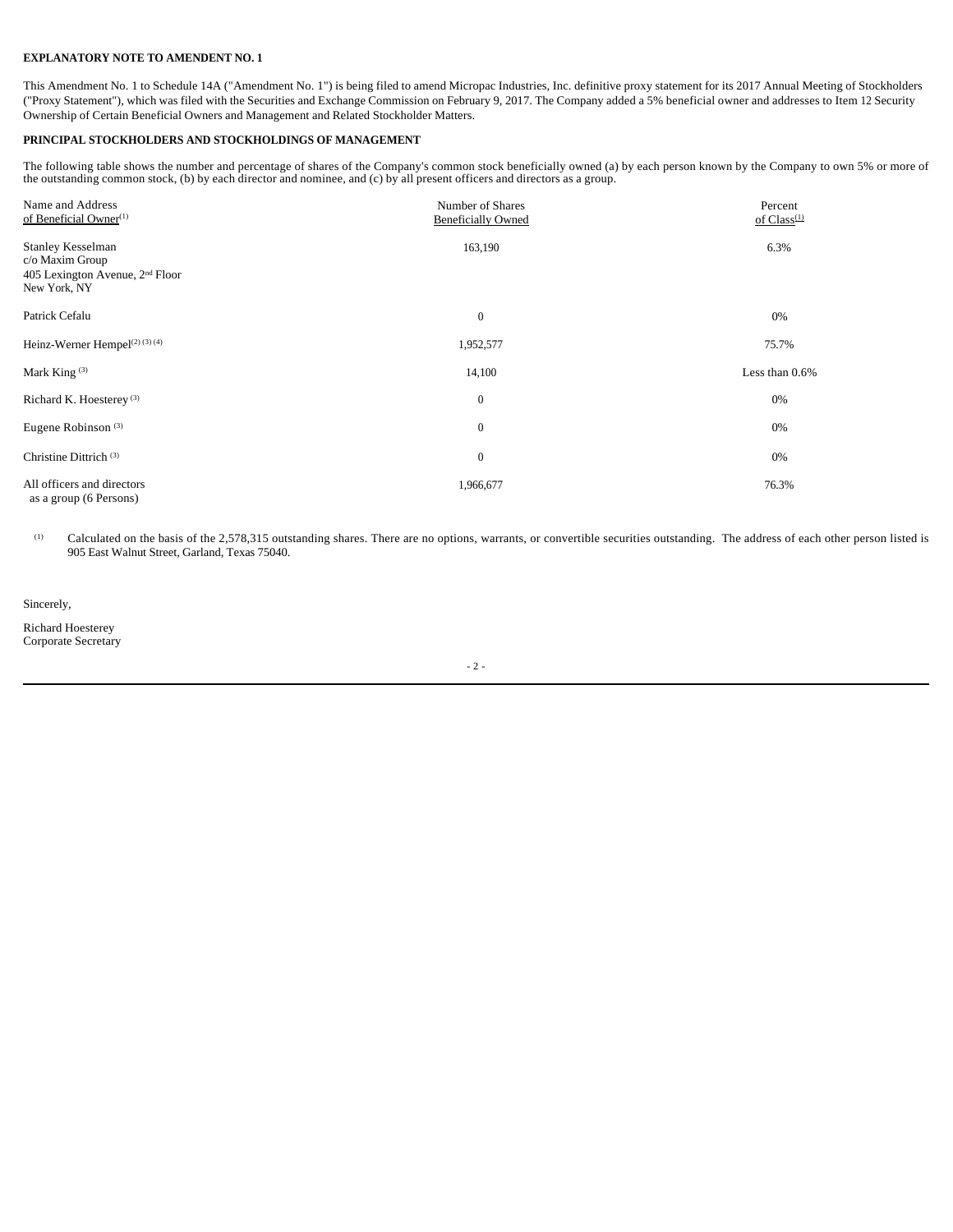**EXPLANATORY NOTE TO AMENDENT NO. 1**

This Amendment No. 1 to Schedule 14A ("Amendment No. 1") is being filed to amend Micropac Industries, Inc. definitive proxy statement for its 2017 Annual Meeting of Stockholders ("Proxy Statement"), which was filed with the Securities and Exchange Commission on February 9, 2017. The Company added a 5% beneficial owner and addresses to Item 12 Security Ownership of Certain Beneficial Owners and Management and Related Stockholder Matters.

**PRINCIPAL STOCKHOLDERS AND STOCKHOLDINGS OF MANAGEMENT**

The following table shows the number and percentage of shares of the Company's common stock beneficially owned (a) by each person known by the Company to own 5% or more of the outstanding common stock, (b) by each director and nominee, and (c) by all present officers and directors as a group.

| Name and Address of Beneficial Owner[(1)] | Number of Shares Beneficially Owned | Percent of Class[(1)] |
|---|---|---|
| Stanley Kesselman c/o Maxim Group 405 Lexington Avenue, 2nd Floor New York, NY | 163,190 | 6.3% |
| Patrick Cefalu | 0 | 0% |
| Heinz-Werner Hempel[(2) (3) (4)] | 1,952,577 | 75.7% |
| Mark King [(3)] | 14,100 | Less than 0.6% |
| Richard K. Hoesterey [(3)] | 0 | 0% |
| Eugene Robinson [(3)] | 0 | 0% |
| Christine Dittrich [(3)] | 0 | 0% |
| All officers and directors as a group (6 Persons) | 1,966,677 | 76.3% |

(1) Calculated on the basis of the 2,578,315 outstanding shares. There are no options, warrants, or convertible securities outstanding. The address of each other person listed is 905 East Walnut Street, Garland, Texas 75040.

Sincerely,

Richard Hoesterey
Corporate Secretary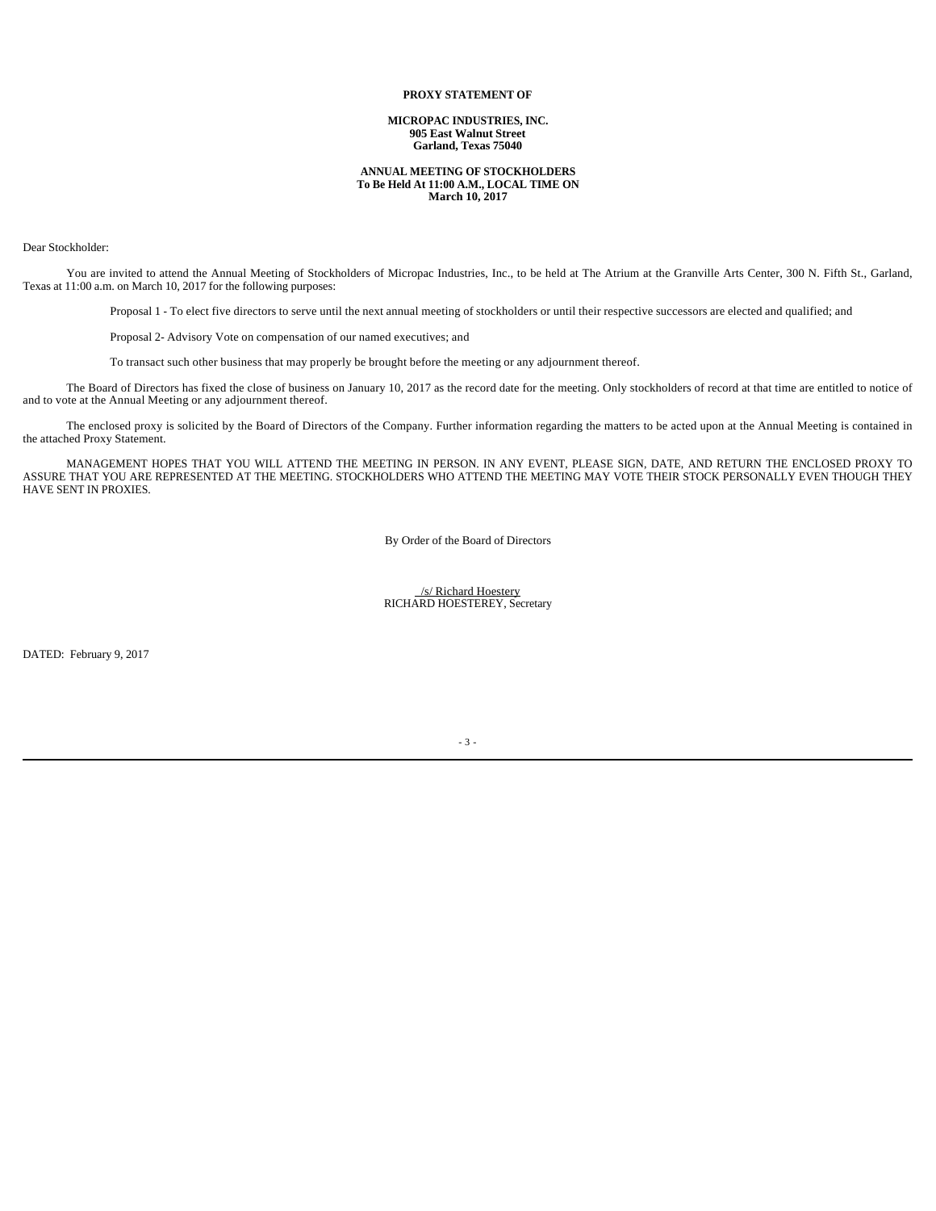**PROXY STATEMENT OF**

**MICROPAC INDUSTRIES, INC.**
**905 East Walnut Street**
**Garland, Texas 75040**

**ANNUAL MEETING OF STOCKHOLDERS**
**To Be Held At 11:00 A.M., LOCAL TIME ON**
**March 10, 2017**

Dear Stockholder:

You are invited to attend the Annual Meeting of Stockholders of Micropac Industries, Inc., to be held at The Atrium at the Granville Arts Center, 300 N. Fifth St., Garland, Texas at 11:00 a.m. on March 10, 2017 for the following purposes:

Proposal 1 - To elect five directors to serve until the next annual meeting of stockholders or until their respective successors are elected and qualified; and

Proposal 2- Advisory Vote on compensation of our named executives; and

To transact such other business that may properly be brought before the meeting or any adjournment thereof.

The Board of Directors has fixed the close of business on January 10, 2017 as the record date for the meeting. Only stockholders of record at that time are entitled to notice of and to vote at the Annual Meeting or any adjournment thereof.

The enclosed proxy is solicited by the Board of Directors of the Company. Further information regarding the matters to be acted upon at the Annual Meeting is contained in the attached Proxy Statement.

MANAGEMENT HOPES THAT YOU WILL ATTEND THE MEETING IN PERSON. IN ANY EVENT, PLEASE SIGN, DATE, AND RETURN THE ENCLOSED PROXY TO ASSURE THAT YOU ARE REPRESENTED AT THE MEETING. STOCKHOLDERS WHO ATTEND THE MEETING MAY VOTE THEIR STOCK PERSONALLY EVEN THOUGH THEY HAVE SENT IN PROXIES.

By Order of the Board of Directors

/s/ Richard Hoestery
RICHARD HOESTEREY, Secretary

DATED: February 9, 2017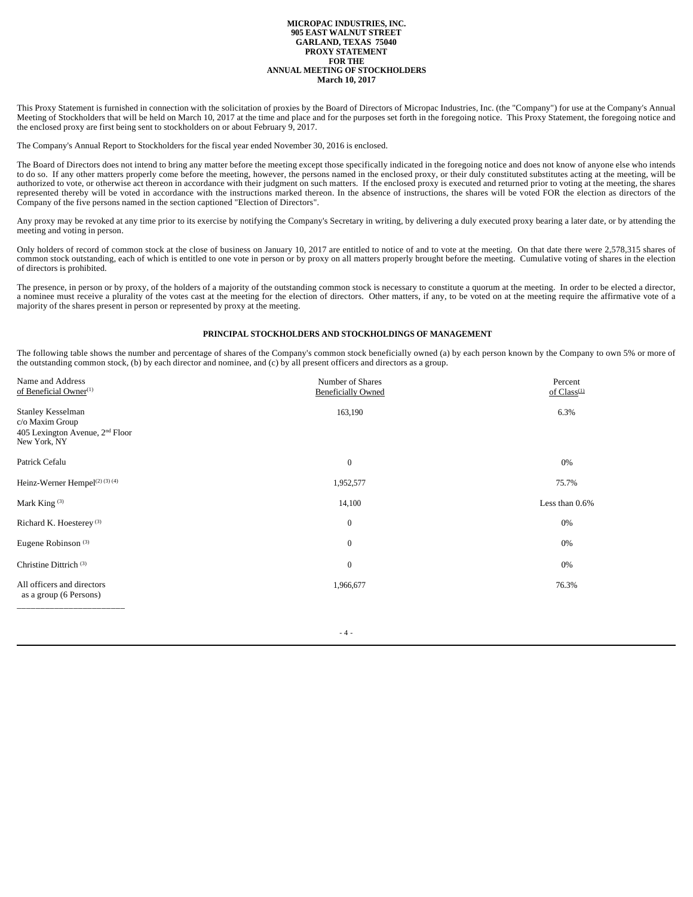**MICROPAC INDUSTRIES, INC.**
**905 EAST WALNUT STREET**
**GARLAND, TEXAS 75040**
**PROXY STATEMENT**
**FOR THE**
**ANNUAL MEETING OF STOCKHOLDERS**
**March 10, 2017**

This Proxy Statement is furnished in connection with the solicitation of proxies by the Board of Directors of Micropac Industries, Inc. (the "Company") for use at the Company's Annual Meeting of Stockholders that will be held on March 10, 2017 at the time and place and for the purposes set forth in the foregoing notice. This Proxy Statement, the foregoing notice and the enclosed proxy are first being sent to stockholders on or about February 9, 2017.

The Company's Annual Report to Stockholders for the fiscal year ended November 30, 2016 is enclosed.

The Board of Directors does not intend to bring any matter before the meeting except those specifically indicated in the foregoing notice and does not know of anyone else who intends to do so. If any other matters properly come before the meeting, however, the persons named in the enclosed proxy, or their duly constituted substitutes acting at the meeting, will be authorized to vote, or otherwise act thereon in accordance with their judgment on such matters. If the enclosed proxy is executed and returned prior to voting at the meeting, the shares represented thereby will be voted in accordance with the instructions marked thereon. In the absence of instructions, the shares will be voted FOR the election as directors of the Company of the five persons named in the section captioned "Election of Directors".

Any proxy may be revoked at any time prior to its exercise by notifying the Company's Secretary in writing, by delivering a duly executed proxy bearing a later date, or by attending the meeting and voting in person.

Only holders of record of common stock at the close of business on January 10, 2017 are entitled to notice of and to vote at the meeting. On that date there were 2,578,315 shares of common stock outstanding, each of which is entitled to one vote in person or by proxy on all matters properly brought before the meeting. Cumulative voting of shares in the election of directors is prohibited.

The presence, in person or by proxy, of the holders of a majority of the outstanding common stock is necessary to constitute a quorum at the meeting. In order to be elected a director, a nominee must receive a plurality of the votes cast at the meeting for the election of directors. Other matters, if any, to be voted on at the meeting require the affirmative vote of a majority of the shares present in person or represented by proxy at the meeting.

**PRINCIPAL STOCKHOLDERS AND STOCKHOLDINGS OF MANAGEMENT**

The following table shows the number and percentage of shares of the Company's common stock beneficially owned (a) by each person known by the Company to own 5% or more of the outstanding common stock, (b) by each director and nominee, and (c) by all present officers and directors as a group.

| Name and Address of Beneficial Owner[1] | Number of Shares Beneficially Owned | Percent of Class[1] |
|---|---|---|
| Stanley Kesselman<br>c/o Maxim Group<br>405 Lexington Avenue, 2nd Floor<br>New York, NY | 163,190 | 6.3% |
| Patrick Cefalu | 0 | 0% |
| Heinz-Werner Hempel[2] [3] [4] | 1,952,577 | 75.7% |
| Mark King [3] | 14,100 | Less than 0.6% |
| Richard K. Hoesterey [3] | 0 | 0% |
| Eugene Robinson [3] | 0 | 0% |
| Christine Dittrich [3] | 0 | 0% |
| All officers and directors as a group (6 Persons) | 1,966,677 | 76.3% |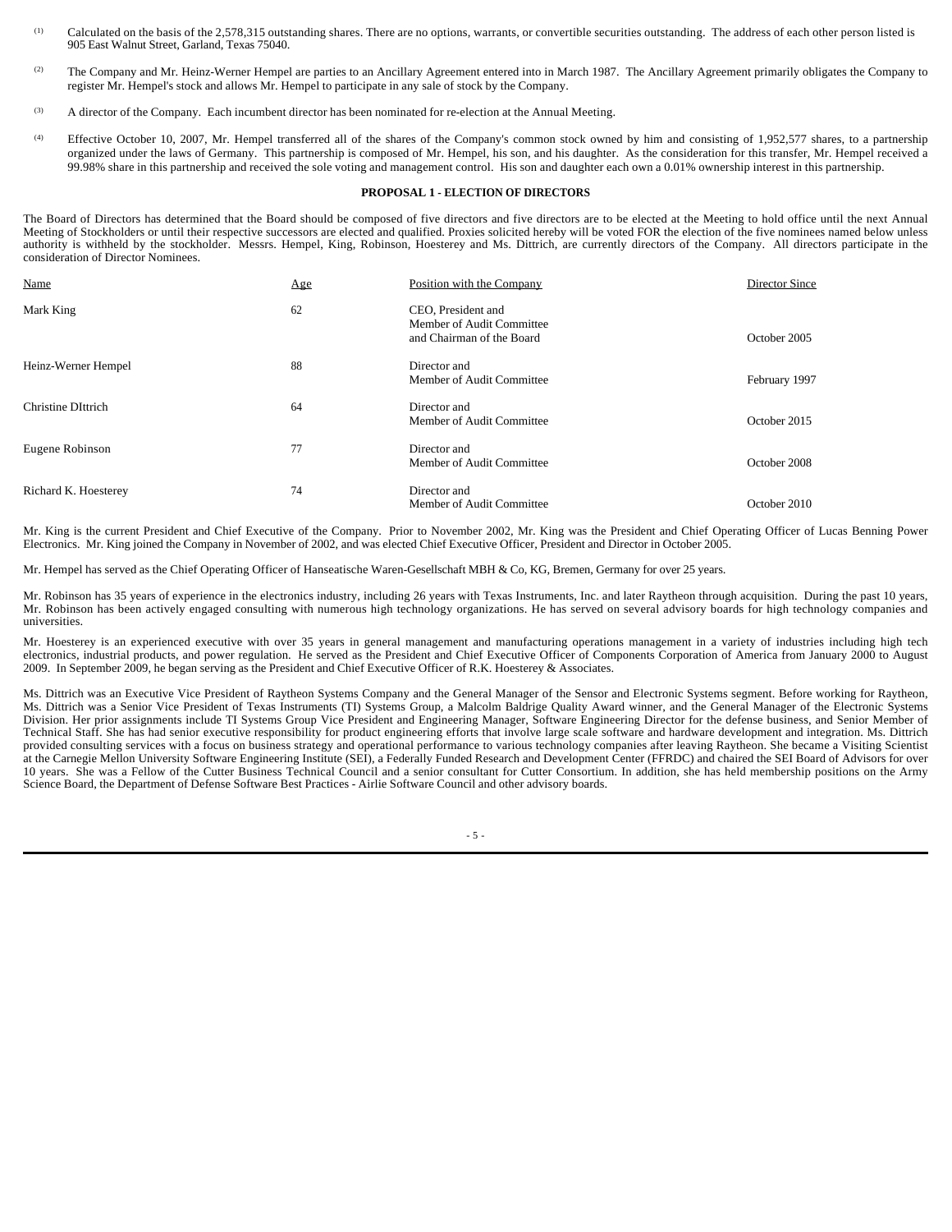(1) Calculated on the basis of the 2,578,315 outstanding shares. There are no options, warrants, or convertible securities outstanding. The address of each other person listed is 905 East Walnut Street, Garland, Texas 75040.

(2) The Company and Mr. Heinz-Werner Hempel are parties to an Ancillary Agreement entered into in March 1987. The Ancillary Agreement primarily obligates the Company to register Mr. Hempel's stock and allows Mr. Hempel to participate in any sale of stock by the Company.

(3) A director of the Company. Each incumbent director has been nominated for re-election at the Annual Meeting.

(4) Effective October 10, 2007, Mr. Hempel transferred all of the shares of the Company's common stock owned by him and consisting of 1,952,577 shares, to a partnership organized under the laws of Germany. This partnership is composed of Mr. Hempel, his son, and his daughter. As the consideration for this transfer, Mr. Hempel received a 99.98% share in this partnership and received the sole voting and management control. His son and daughter each own a 0.01% ownership interest in this partnership.

**PROPOSAL 1 - ELECTION OF DIRECTORS**

The Board of Directors has determined that the Board should be composed of five directors and five directors are to be elected at the Meeting to hold office until the next Annual Meeting of Stockholders or until their respective successors are elected and qualified. Proxies solicited hereby will be voted FOR the election of the five nominees named below unless authority is withheld by the stockholder. Messrs. Hempel, King, Robinson, Hoesterey and Ms. Dittrich, are currently directors of the Company. All directors participate in the consideration of Director Nominees.

| Name | Age | Position with the Company | Director Since |
|---|---|---|---|
| Mark King | 62 | CEO, President and Member of Audit Committee and Chairman of the Board | October 2005 |
| Heinz-Werner Hempel | 88 | Director and Member of Audit Committee | February 1997 |
| Christine DIttrich | 64 | Director and Member of Audit Committee | October 2015 |
| Eugene Robinson | 77 | Director and Member of Audit Committee | October 2008 |
| Richard K. Hoesterey | 74 | Director and Member of Audit Committee | October 2010 |

Mr. King is the current President and Chief Executive of the Company. Prior to November 2002, Mr. King was the President and Chief Operating Officer of Lucas Benning Power Electronics. Mr. King joined the Company in November of 2002, and was elected Chief Executive Officer, President and Director in October 2005.

Mr. Hempel has served as the Chief Operating Officer of Hanseatische Waren-Gesellschaft MBH & Co, KG, Bremen, Germany for over 25 years.

Mr. Robinson has 35 years of experience in the electronics industry, including 26 years with Texas Instruments, Inc. and later Raytheon through acquisition. During the past 10 years, Mr. Robinson has been actively engaged consulting with numerous high technology organizations. He has served on several advisory boards for high technology companies and universities.

Mr. Hoesterey is an experienced executive with over 35 years in general management and manufacturing operations management in a variety of industries including high tech electronics, industrial products, and power regulation. He served as the President and Chief Executive Officer of Components Corporation of America from January 2000 to August 2009. In September 2009, he began serving as the President and Chief Executive Officer of R.K. Hoesterey & Associates.

Ms. Dittrich was an Executive Vice President of Raytheon Systems Company and the General Manager of the Sensor and Electronic Systems segment. Before working for Raytheon, Ms. Dittrich was a Senior Vice President of Texas Instruments (TI) Systems Group, a Malcolm Baldrige Quality Award winner, and the General Manager of the Electronic Systems Division. Her prior assignments include TI Systems Group Vice President and Engineering Manager, Software Engineering Director for the defense business, and Senior Member of Technical Staff. She has had senior executive responsibility for product engineering efforts that involve large scale software and hardware development and integration. Ms. Dittrich provided consulting services with a focus on business strategy and operational performance to various technology companies after leaving Raytheon. She became a Visiting Scientist at the Carnegie Mellon University Software Engineering Institute (SEI), a Federally Funded Research and Development Center (FFRDC) and chaired the SEI Board of Advisors for over 10 years. She was a Fellow of the Cutter Business Technical Council and a senior consultant for Cutter Consortium. In addition, she has held membership positions on the Army Science Board, the Department of Defense Software Best Practices - Airlie Software Council and other advisory boards.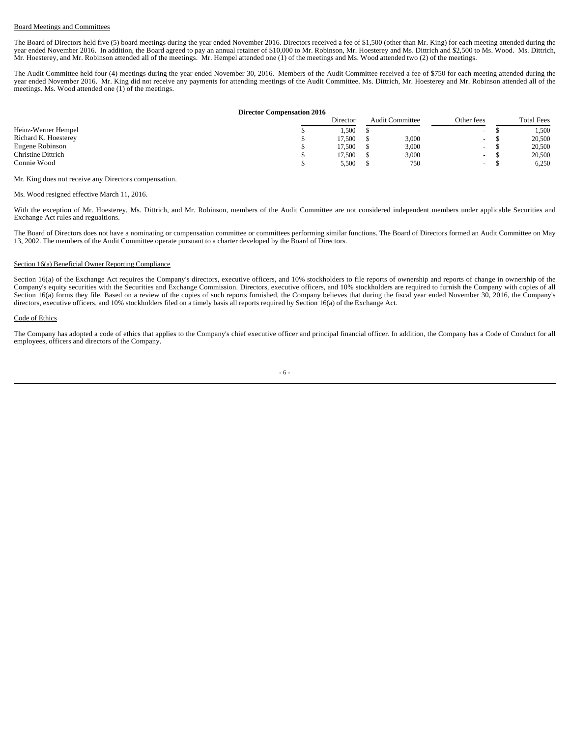Board Meetings and Committees

The Board of Directors held five (5) board meetings during the year ended November 2016. Directors received a fee of $1,500 (other than Mr. King) for each meeting attended during the year ended November 2016. In addition, the Board agreed to pay an annual retainer of $10,000 to Mr. Robinson, Mr. Hoesterey and Ms. Dittrich and $2,500 to Ms. Wood. Ms. Dittrich, Mr. Hoesterey, and Mr. Robinson attended all of the meetings. Mr. Hempel attended one (1) of the meetings and Ms. Wood attended two (2) of the meetings.

The Audit Committee held four (4) meetings during the year ended November 30, 2016. Members of the Audit Committee received a fee of $750 for each meeting attended during the year ended November 2016. Mr. King did not receive any payments for attending meetings of the Audit Committee. Ms. Dittrich, Mr. Hoesterey and Mr. Robinson attended all of the meetings. Ms. Wood attended one (1) of the meetings.

**Director Compensation 2016**

| | Director | Audit Committee | Other fees | Total Fees |
|---|---|---|---|---|
| Heinz-Werner Hempel | $ 1,500 | $ - | - | $ 1,500 |
| Richard K. Hoesterey | $ 17,500 | $ 3,000 | - | $ 20,500 |
| Eugene Robinson | $ 17,500 | $ 3,000 | - | $ 20,500 |
| Christine Dittrich | $ 17,500 | $ 3,000 | - | $ 20,500 |
| Connie Wood | $ 5,500 | $ 750 | - | $ 6,250 |

Mr. King does not receive any Directors compensation.

Ms. Wood resigned effective March 11, 2016.

With the exception of Mr. Hoesterey, Ms. Dittrich, and Mr. Robinson, members of the Audit Committee are not considered independent members under applicable Securities and Exchange Act rules and regualtions.

The Board of Directors does not have a nominating or compensation committee or committees performing similar functions. The Board of Directors formed an Audit Committee on May 13, 2002. The members of the Audit Committee operate pursuant to a charter developed by the Board of Directors.

Section 16(a) Beneficial Owner Reporting Compliance

Section 16(a) of the Exchange Act requires the Company's directors, executive officers, and 10% stockholders to file reports of ownership and reports of change in ownership of the Company's equity securities with the Securities and Exchange Commission. Directors, executive officers, and 10% stockholders are required to furnish the Company with copies of all Section 16(a) forms they file. Based on a review of the copies of such reports furnished, the Company believes that during the fiscal year ended November 30, 2016, the Company's directors, executive officers, and 10% stockholders filed on a timely basis all reports required by Section 16(a) of the Exchange Act.

Code of Ethics

The Company has adopted a code of ethics that applies to the Company's chief executive officer and principal financial officer. In addition, the Company has a Code of Conduct for all employees, officers and directors of the Company.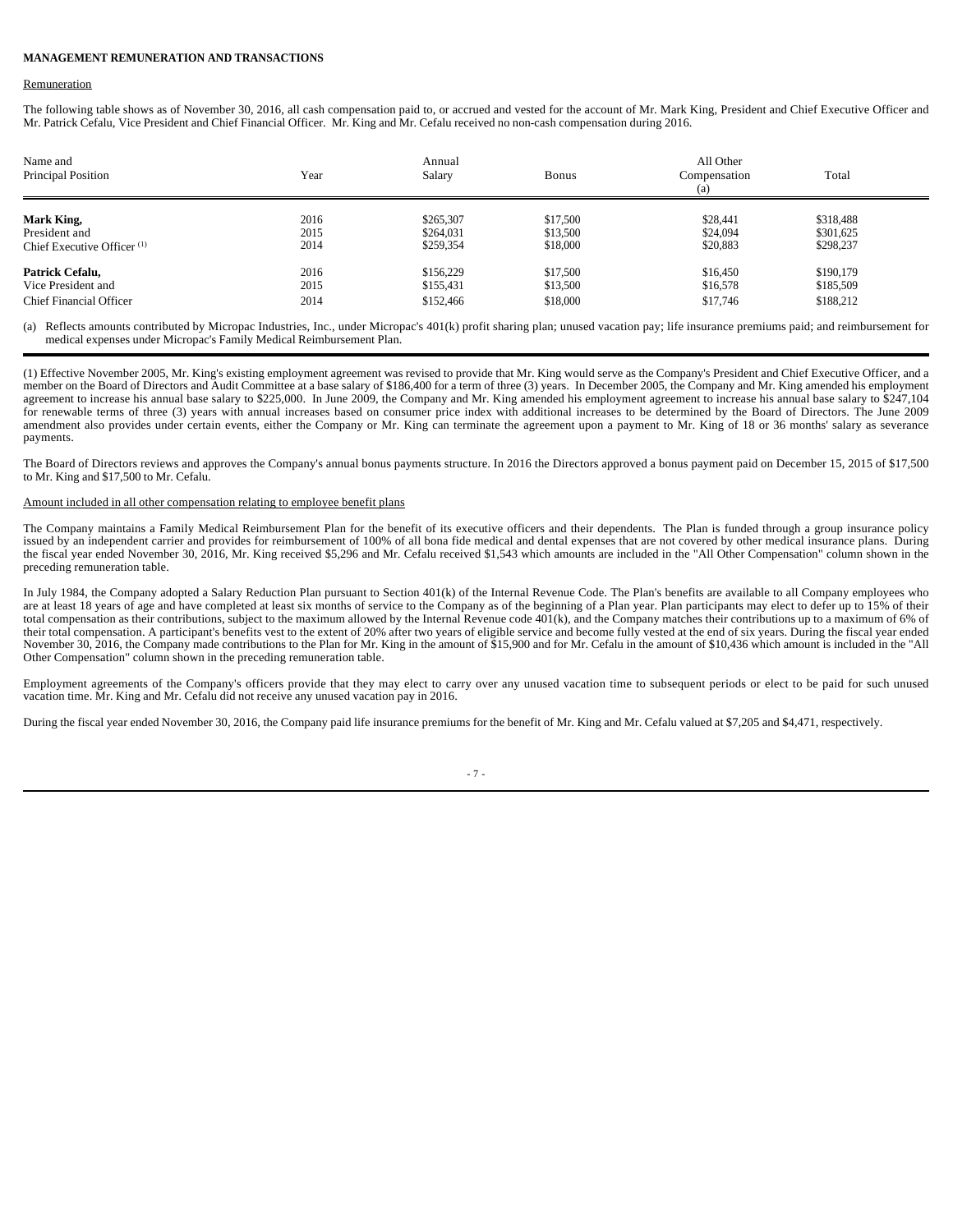**MANAGEMENT REMUNERATION AND TRANSACTIONS**

Remuneration

The following table shows as of November 30, 2016, all cash compensation paid to, or accrued and vested for the account of Mr. Mark King, President and Chief Executive Officer and Mr. Patrick Cefalu, Vice President and Chief Financial Officer. Mr. King and Mr. Cefalu received no non-cash compensation during 2016.

| Name and Principal Position | Year | Annual Salary | Bonus | All Other Compensation (a) | Total |
|---|---|---|---|---|---|
| **Mark King,** | 2016 | $265,307 | $17,500 | $28,441 | $318,488 |
| President and | 2015 | $264,031 | $13,500 | $24,094 | $301,625 |
| Chief Executive Officer (1) | 2014 | $259,354 | $18,000 | $20,883 | $298,237 |
| **Patrick Cefalu,** | 2016 | $156,229 | $17,500 | $16,450 | $190,179 |
| Vice President and | 2015 | $155,431 | $13,500 | $16,578 | $185,509 |
| Chief Financial Officer | 2014 | $152,466 | $18,000 | $17,746 | $188,212 |

(a) Reflects amounts contributed by Micropac Industries, Inc., under Micropac's 401(k) profit sharing plan; unused vacation pay; life insurance premiums paid; and reimbursement for medical expenses under Micropac's Family Medical Reimbursement Plan.

(1) Effective November 2005, Mr. King's existing employment agreement was revised to provide that Mr. King would serve as the Company's President and Chief Executive Officer, and a member on the Board of Directors and Audit Committee at a base salary of $186,400 for a term of three (3) years. In December 2005, the Company and Mr. King amended his employment agreement to increase his annual base salary to $225,000. In June 2009, the Company and Mr. King amended his employment agreement to increase his annual base salary to $247,104 for renewable terms of three (3) years with annual increases based on consumer price index with additional increases to be determined by the Board of Directors. The June 2009 amendment also provides under certain events, either the Company or Mr. King can terminate the agreement upon a payment to Mr. King of 18 or 36 months' salary as severance payments.

The Board of Directors reviews and approves the Company's annual bonus payments structure. In 2016 the Directors approved a bonus payment paid on December 15, 2015 of $17,500 to Mr. King and $17,500 to Mr. Cefalu.

Amount included in all other compensation relating to employee benefit plans

The Company maintains a Family Medical Reimbursement Plan for the benefit of its executive officers and their dependents. The Plan is funded through a group insurance policy issued by an independent carrier and provides for reimbursement of 100% of all bona fide medical and dental expenses that are not covered by other medical insurance plans. During the fiscal year ended November 30, 2016, Mr. King received $5,296 and Mr. Cefalu received $1,543 which amounts are included in the "All Other Compensation" column shown in the preceding remuneration table.

In July 1984, the Company adopted a Salary Reduction Plan pursuant to Section 401(k) of the Internal Revenue Code. The Plan's benefits are available to all Company employees who are at least 18 years of age and have completed at least six months of service to the Company as of the beginning of a Plan year. Plan participants may elect to defer up to 15% of their total compensation as their contributions, subject to the maximum allowed by the Internal Revenue code 401(k), and the Company matches their contributions up to a maximum of 6% of their total compensation. A participant's benefits vest to the extent of 20% after two years of eligible service and become fully vested at the end of six years. During the fiscal year ended November 30, 2016, the Company made contributions to the Plan for Mr. King in the amount of $15,900 and for Mr. Cefalu in the amount of $10,436 which amount is included in the "All Other Compensation" column shown in the preceding remuneration table.

Employment agreements of the Company's officers provide that they may elect to carry over any unused vacation time to subsequent periods or elect to be paid for such unused vacation time. Mr. King and Mr. Cefalu did not receive any unused vacation pay in 2016.

During the fiscal year ended November 30, 2016, the Company paid life insurance premiums for the benefit of Mr. King and Mr. Cefalu valued at $7,205 and $4,471, respectively.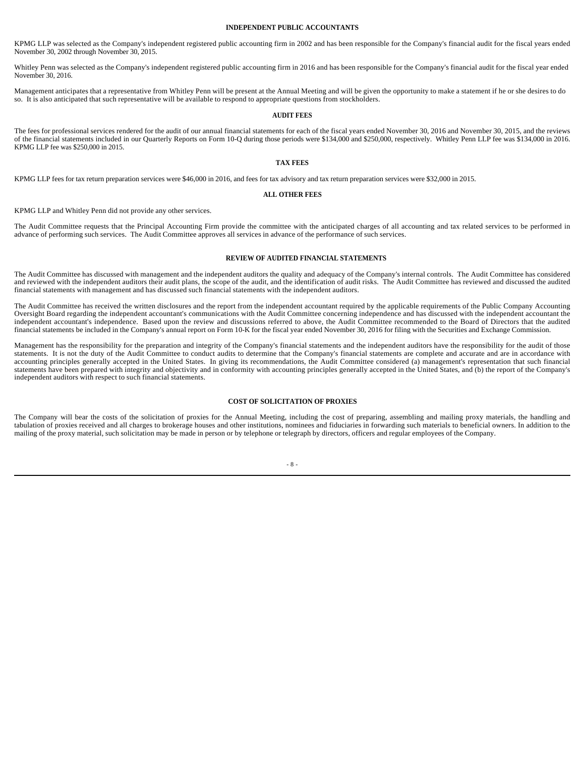## INDEPENDENT PUBLIC ACCOUNTANTS

KPMG LLP was selected as the Company's independent registered public accounting firm in 2002 and has been responsible for the Company's financial audit for the fiscal years ended November 30, 2002 through November 30, 2015.

Whitley Penn was selected as the Company's independent registered public accounting firm in 2016 and has been responsible for the Company's financial audit for the fiscal year ended November 30, 2016.

Management anticipates that a representative from Whitley Penn will be present at the Annual Meeting and will be given the opportunity to make a statement if he or she desires to do so. It is also anticipated that such representative will be available to respond to appropriate questions from stockholders.

## AUDIT FEES

The fees for professional services rendered for the audit of our annual financial statements for each of the fiscal years ended November 30, 2016 and November 30, 2015, and the reviews of the financial statements included in our Quarterly Reports on Form 10-Q during those periods were $134,000 and $250,000, respectively. Whitley Penn LLP fee was $134,000 in 2016. KPMG LLP fee was $250,000 in 2015.

## TAX FEES

KPMG LLP fees for tax return preparation services were $46,000 in 2016, and fees for tax advisory and tax return preparation services were $32,000 in 2015.

## ALL OTHER FEES

KPMG LLP and Whitley Penn did not provide any other services.

The Audit Committee requests that the Principal Accounting Firm provide the committee with the anticipated charges of all accounting and tax related services to be performed in advance of performing such services. The Audit Committee approves all services in advance of the performance of such services.

## REVIEW OF AUDITED FINANCIAL STATEMENTS

The Audit Committee has discussed with management and the independent auditors the quality and adequacy of the Company's internal controls. The Audit Committee has considered and reviewed with the independent auditors their audit plans, the scope of the audit, and the identification of audit risks. The Audit Committee has reviewed and discussed the audited financial statements with management and has discussed such financial statements with the independent auditors.

The Audit Committee has received the written disclosures and the report from the independent accountant required by the applicable requirements of the Public Company Accounting Oversight Board regarding the independent accountant's communications with the Audit Committee concerning independence and has discussed with the independent accountant the independent accountant's independence. Based upon the review and discussions referred to above, the Audit Committee recommended to the Board of Directors that the audited financial statements be included in the Company's annual report on Form 10-K for the fiscal year ended November 30, 2016 for filing with the Securities and Exchange Commission.

Management has the responsibility for the preparation and integrity of the Company's financial statements and the independent auditors have the responsibility for the audit of those statements. It is not the duty of the Audit Committee to conduct audits to determine that the Company's financial statements are complete and accurate and are in accordance with accounting principles generally accepted in the United States. In giving its recommendations, the Audit Committee considered (a) management's representation that such financial statements have been prepared with integrity and objectivity and in conformity with accounting principles generally accepted in the United States, and (b) the report of the Company's independent auditors with respect to such financial statements.

## COST OF SOLICITATION OF PROXIES

The Company will bear the costs of the solicitation of proxies for the Annual Meeting, including the cost of preparing, assembling and mailing proxy materials, the handling and tabulation of proxies received and all charges to brokerage houses and other institutions, nominees and fiduciaries in forwarding such materials to beneficial owners. In addition to the mailing of the proxy material, such solicitation may be made in person or by telephone or telegraph by directors, officers and regular employees of the Company.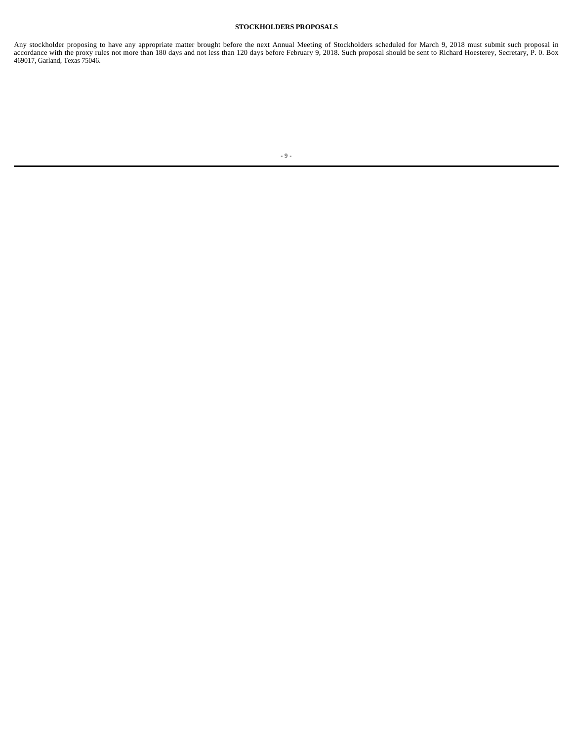## STOCKHOLDERS PROPOSALS

Any stockholder proposing to have any appropriate matter brought before the next Annual Meeting of Stockholders scheduled for March 9, 2018 must submit such proposal in accordance with the proxy rules not more than 180 days and not less than 120 days before February 9, 2018. Such proposal should be sent to Richard Hoesterey, Secretary, P. 0. Box 469017, Garland, Texas 75046.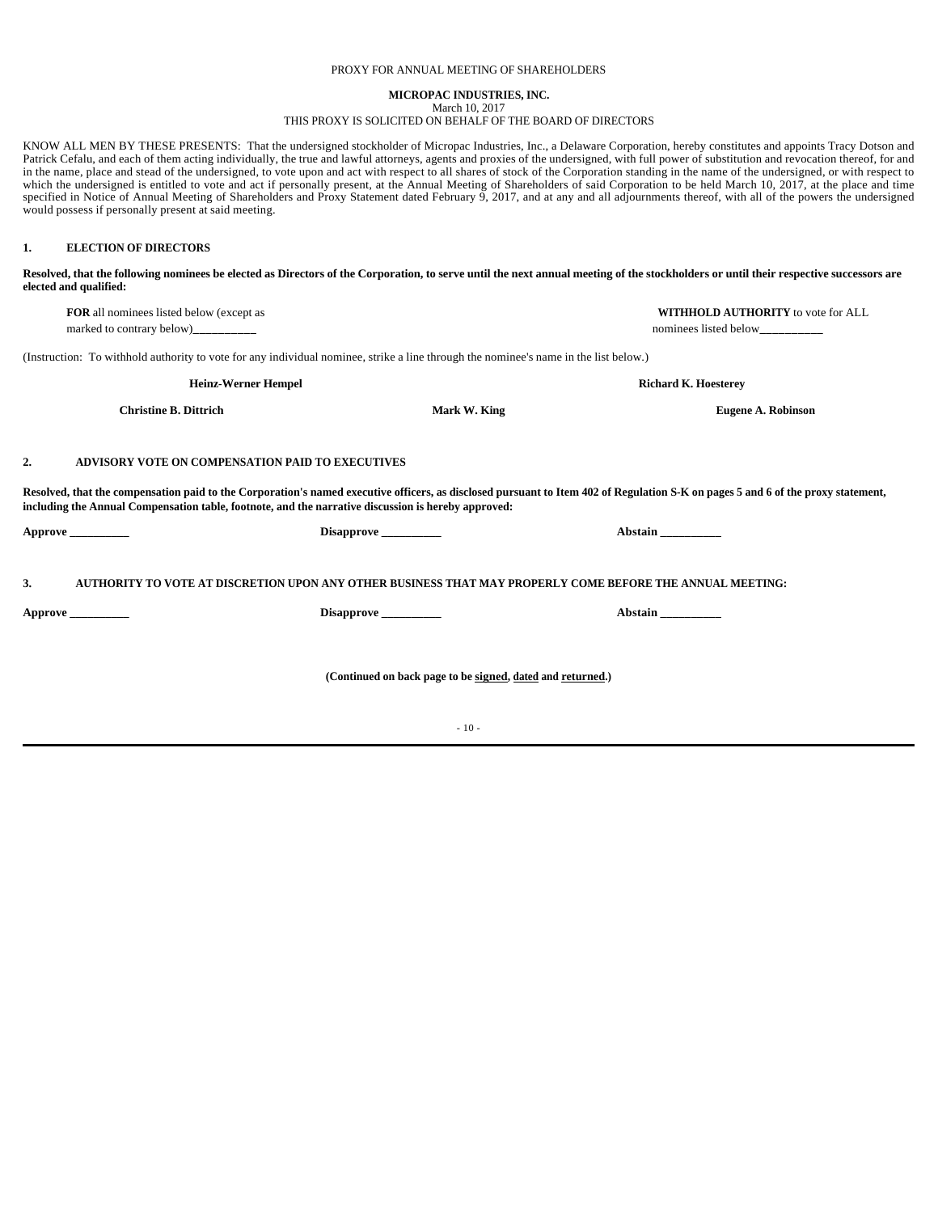PROXY FOR ANNUAL MEETING OF SHAREHOLDERS

**MICROPAC INDUSTRIES, INC.**
March 10, 2017
THIS PROXY IS SOLICITED ON BEHALF OF THE BOARD OF DIRECTORS

KNOW ALL MEN BY THESE PRESENTS: That the undersigned stockholder of Micropac Industries, Inc., a Delaware Corporation, hereby constitutes and appoints Tracy Dotson and Patrick Cefalu, and each of them acting individually, the true and lawful attorneys, agents and proxies of the undersigned, with full power of substitution and revocation thereof, for and in the name, place and stead of the undersigned, to vote upon and act with respect to all shares of stock of the Corporation standing in the name of the undersigned, or with respect to which the undersigned is entitled to vote and act if personally present, at the Annual Meeting of Shareholders of said Corporation to be held March 10, 2017, at the place and time specified in Notice of Annual Meeting of Shareholders and Proxy Statement dated February 9, 2017, and at any and all adjournments thereof, with all of the powers the undersigned would possess if personally present at said meeting.

**1. ELECTION OF DIRECTORS**

**Resolved, that the following nominees be elected as Directors of the Corporation, to serve until the next annual meeting of the stockholders or until their respective successors are elected and qualified:**

**FOR** all nominees listed below (except as marked to contrary below)__________

**WITHHOLD AUTHORITY** to vote for ALL nominees listed below__________

(Instruction: To withhold authority to vote for any individual nominee, strike a line through the nominee's name in the list below.)

**Heinz-Werner Hempel** **Richard K. Hoesterey**

**Christine B. Dittrich** **Mark W. King** **Eugene A. Robinson**

**2. ADVISORY VOTE ON COMPENSATION PAID TO EXECUTIVES**

**Resolved, that the compensation paid to the Corporation's named executive officers, as disclosed pursuant to Item 402 of Regulation S-K on pages 5 and 6 of the proxy statement, including the Annual Compensation table, footnote, and the narrative discussion is hereby approved:**

**Approve __________** **Disapprove __________** **Abstain __________**

**3. AUTHORITY TO VOTE AT DISCRETION UPON ANY OTHER BUSINESS THAT MAY PROPERLY COME BEFORE THE ANNUAL MEETING:**

**Approve __________** **Disapprove __________** **Abstain __________**

**(Continued on back page to be signed, dated and returned.)**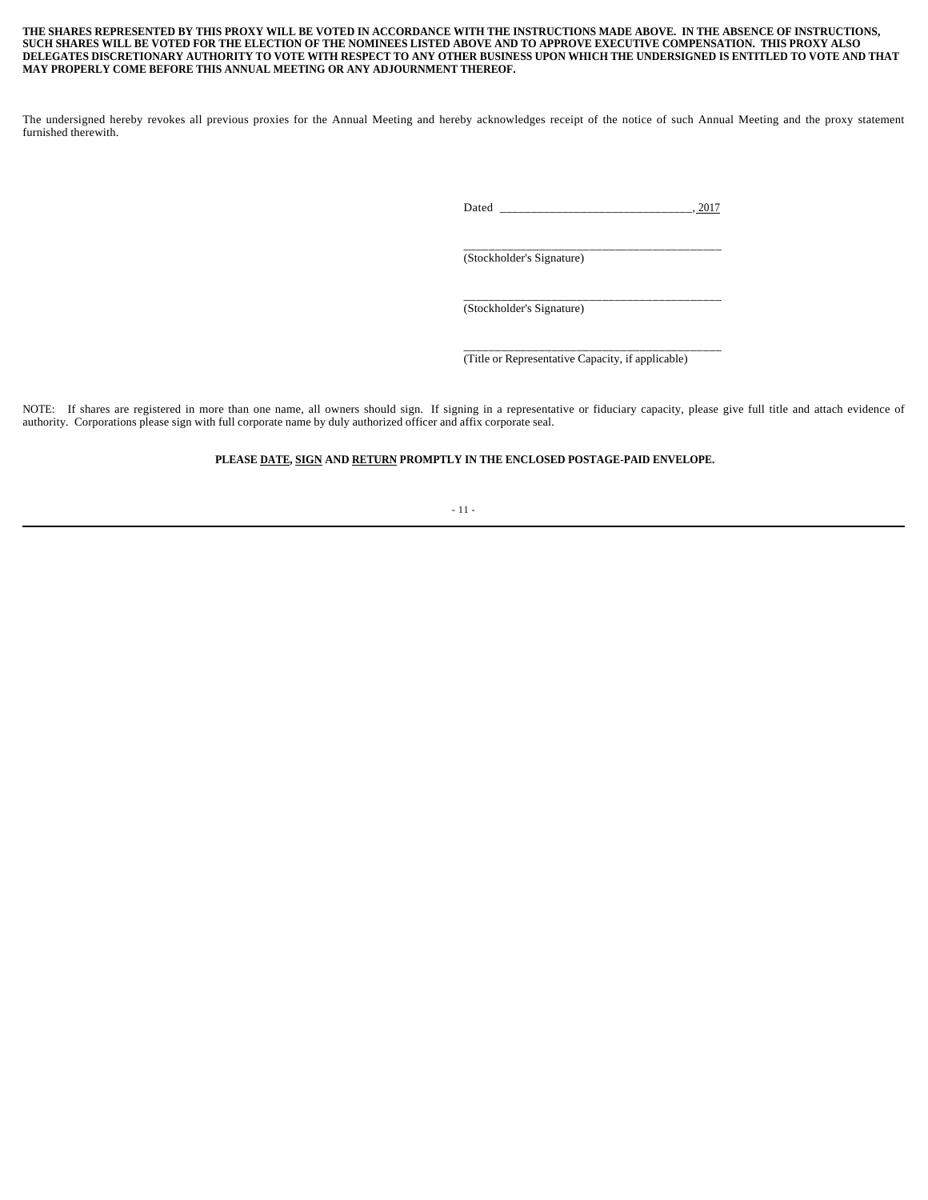**THE SHARES REPRESENTED BY THIS PROXY WILL BE VOTED IN ACCORDANCE WITH THE INSTRUCTIONS MADE ABOVE. IN THE ABSENCE OF INSTRUCTIONS, SUCH SHARES WILL BE VOTED FOR THE ELECTION OF THE NOMINEES LISTED ABOVE AND TO APPROVE EXECUTIVE COMPENSATION. THIS PROXY ALSO DELEGATES DISCRETIONARY AUTHORITY TO VOTE WITH RESPECT TO ANY OTHER BUSINESS UPON WHICH THE UNDERSIGNED IS ENTITLED TO VOTE AND THAT MAY PROPERLY COME BEFORE THIS ANNUAL MEETING OR ANY ADJOURNMENT THEREOF.**

The undersigned hereby revokes all previous proxies for the Annual Meeting and hereby acknowledges receipt of the notice of such Annual Meeting and the proxy statement furnished therewith.

Dated _______________________________, 2017

___________________________________________
(Stockholder's Signature)

___________________________________________
(Stockholder's Signature)

___________________________________________
(Title or Representative Capacity, if applicable)

NOTE: If shares are registered in more than one name, all owners should sign. If signing in a representative or fiduciary capacity, please give full title and attach evidence of authority. Corporations please sign with full corporate name by duly authorized officer and affix corporate seal.

**PLEASE DATE, SIGN AND RETURN PROMPTLY IN THE ENCLOSED POSTAGE-PAID ENVELOPE.**